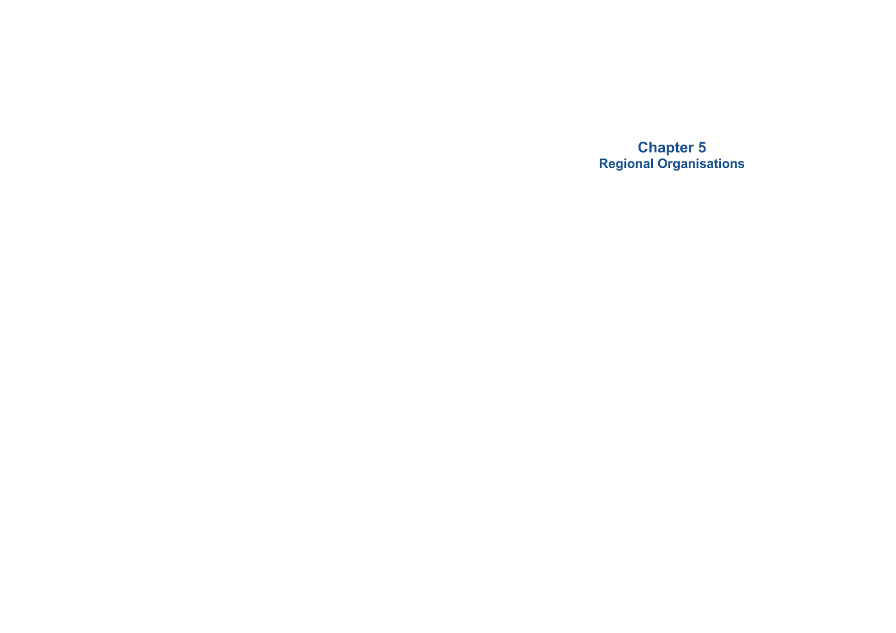# Chapter 5
## Regional Organisations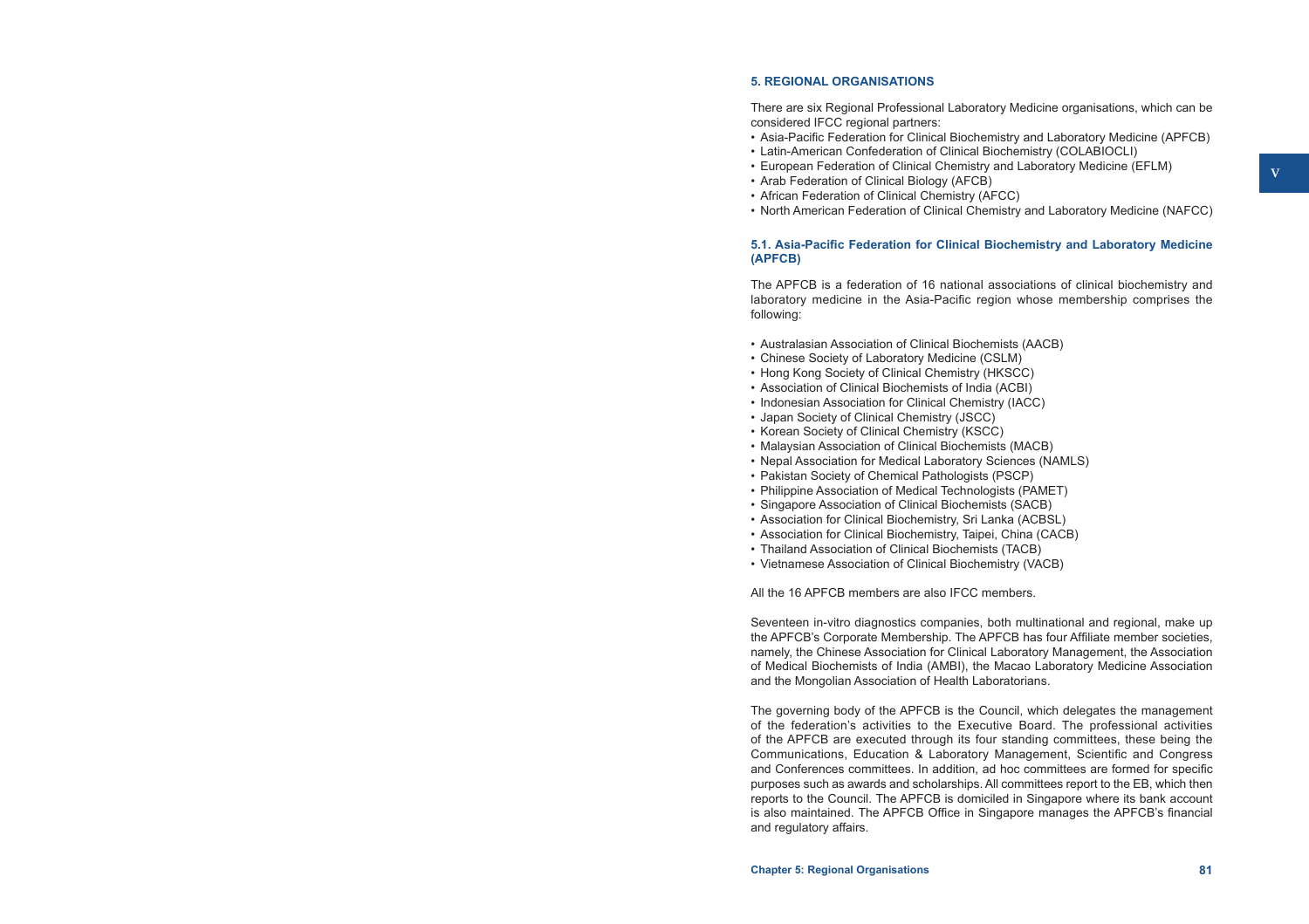## 5. REGIONAL ORGANISATIONS

There are six Regional Professional Laboratory Medicine organisations, which can be considered IFCC regional partners:

- Asia-Pacific Federation for Clinical Biochemistry and Laboratory Medicine (APFCB)
- Latin-American Confederation of Clinical Biochemistry (COLABIOCLI)
- European Federation of Clinical Chemistry and Laboratory Medicine (EFLM)
- Arab Federation of Clinical Biology (AFCB)
- African Federation of Clinical Chemistry (AFCC)
- North American Federation of Clinical Chemistry and Laboratory Medicine (NAFCC)

### 5.1. Asia-Pacific Federation for Clinical Biochemistry and Laboratory Medicine (APFCB)

The APFCB is a federation of 16 national associations of clinical biochemistry and laboratory medicine in the Asia-Pacific region whose membership comprises the following:

- Australasian Association of Clinical Biochemists (AACB)
- Chinese Society of Laboratory Medicine (CSLM)
- Hong Kong Society of Clinical Chemistry (HKSCC)
- Association of Clinical Biochemists of India (ACBI)
- Indonesian Association for Clinical Chemistry (IACC)
- Japan Society of Clinical Chemistry (JSCC)
- Korean Society of Clinical Chemistry (KSCC)
- Malaysian Association of Clinical Biochemists (MACB)
- Nepal Association for Medical Laboratory Sciences (NAMLS)
- Pakistan Society of Chemical Pathologists (PSCP)
- Philippine Association of Medical Technologists (PAMET)
- Singapore Association of Clinical Biochemists (SACB)
- Association for Clinical Biochemistry, Sri Lanka (ACBSL)
- Association for Clinical Biochemistry, Taipei, China (CACB)
- Thailand Association of Clinical Biochemists (TACB)
- Vietnamese Association of Clinical Biochemistry (VACB)

All the 16 APFCB members are also IFCC members.

Seventeen in-vitro diagnostics companies, both multinational and regional, make up the APFCB's Corporate Membership. The APFCB has four Affiliate member societies, namely, the Chinese Association for Clinical Laboratory Management, the Association of Medical Biochemists of India (AMBI), the Macao Laboratory Medicine Association and the Mongolian Association of Health Laboratorians.

The governing body of the APFCB is the Council, which delegates the management of the federation's activities to the Executive Board. The professional activities of the APFCB are executed through its four standing committees, these being the Communications, Education & Laboratory Management, Scientific and Congress and Conferences committees. In addition, ad hoc committees are formed for specific purposes such as awards and scholarships. All committees report to the EB, which then reports to the Council. The APFCB is domiciled in Singapore where its bank account is also maintained. The APFCB Office in Singapore manages the APFCB's financial and regulatory affairs.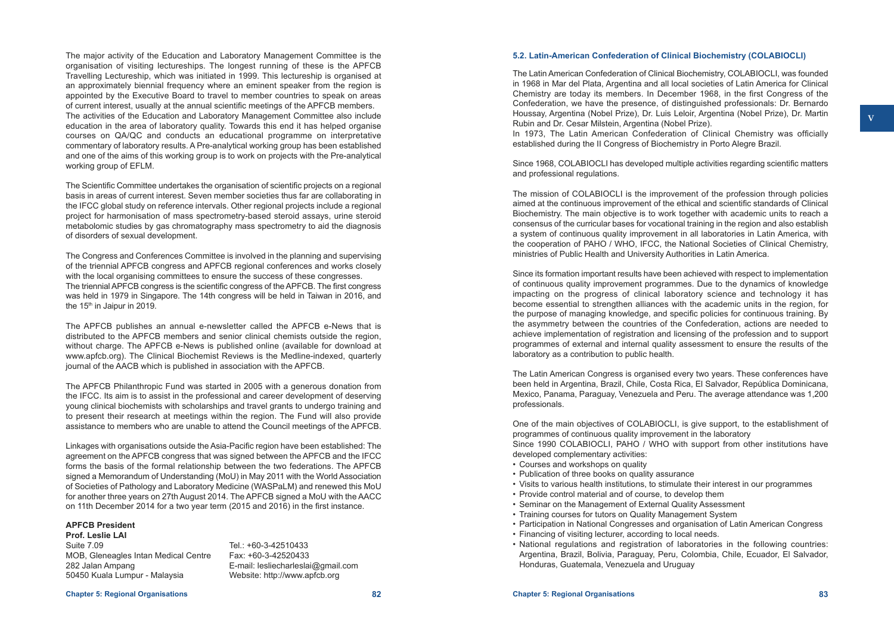The major activity of the Education and Laboratory Management Committee is the organisation of visiting lectureships. The longest running of these is the APFCB Travelling Lectureship, which was initiated in 1999. This lectureship is organised at an approximately biennial frequency where an eminent speaker from the region is appointed by the Executive Board to travel to member countries to speak on areas of current interest, usually at the annual scientific meetings of the APFCB members.
The activities of the Education and Laboratory Management Committee also include education in the area of laboratory quality. Towards this end it has helped organise courses on QA/QC and conducts an educational programme on interpretative commentary of laboratory results. A Pre-analytical working group has been established and one of the aims of this working group is to work on projects with the Pre-analytical working group of EFLM.

The Scientific Committee undertakes the organisation of scientific projects on a regional basis in areas of current interest. Seven member societies thus far are collaborating in the IFCC global study on reference intervals. Other regional projects include a regional project for harmonisation of mass spectrometry-based steroid assays, urine steroid metabolomic studies by gas chromatography mass spectrometry to aid the diagnosis of disorders of sexual development.

The Congress and Conferences Committee is involved in the planning and supervising of the triennial APFCB congress and APFCB regional conferences and works closely with the local organising committees to ensure the success of these congresses.
The triennial APFCB congress is the scientific congress of the APFCB. The first congress was held in 1979 in Singapore. The 14th congress will be held in Taiwan in 2016, and the 15th in Jaipur in 2019.

The APFCB publishes an annual e-newsletter called the APFCB e-News that is distributed to the APFCB members and senior clinical chemists outside the region, without charge. The APFCB e-News is published online (available for download at www.apfcb.org). The Clinical Biochemist Reviews is the Medline-indexed, quarterly journal of the AACB which is published in association with the APFCB.

The APFCB Philanthropic Fund was started in 2005 with a generous donation from the IFCC. Its aim is to assist in the professional and career development of deserving young clinical biochemists with scholarships and travel grants to undergo training and to present their research at meetings within the region. The Fund will also provide assistance to members who are unable to attend the Council meetings of the APFCB.

Linkages with organisations outside the Asia-Pacific region have been established: The agreement on the APFCB congress that was signed between the APFCB and the IFCC forms the basis of the formal relationship between the two federations. The APFCB signed a Memorandum of Understanding (MoU) in May 2011 with the World Association of Societies of Pathology and Laboratory Medicine (WASPaLM) and renewed this MoU for another three years on 27th August 2014. The APFCB signed a MoU with the AACC on 11th December 2014 for a two year term (2015 and 2016) in the first instance.

**APFCB President**
**Prof. Leslie LAI**
Suite 7.09
MOB, Gleneagles Intan Medical Centre
282 Jalan Ampang
50450 Kuala Lumpur - Malaysia

Tel.: +60-3-42510433
Fax: +60-3-42520433
E-mail: lesliecharleslai@gmail.com
Website: http://www.apfcb.org

### 5.2. Latin-American Confederation of Clinical Biochemistry (COLABIOCLI)

The Latin American Confederation of Clinical Biochemistry, COLABIOCLI, was founded in 1968 in Mar del Plata, Argentina and all local societies of Latin America for Clinical Chemistry are today its members. In December 1968, in the first Congress of the Confederation, we have the presence, of distinguished professionals: Dr. Bernardo Houssay, Argentina (Nobel Prize), Dr. Luis Leloir, Argentina (Nobel Prize), Dr. Martin Rubin and Dr. Cesar Milstein, Argentina (Nobel Prize).
In 1973, The Latin American Confederation of Clinical Chemistry was officially established during the II Congress of Biochemistry in Porto Alegre Brazil.

Since 1968, COLABIOCLI has developed multiple activities regarding scientific matters and professional regulations.

The mission of COLABIOCLI is the improvement of the profession through policies aimed at the continuous improvement of the ethical and scientific standards of Clinical Biochemistry. The main objective is to work together with academic units to reach a consensus of the curricular bases for vocational training in the region and also establish a system of continuous quality improvement in all laboratories in Latin America, with the cooperation of PAHO / WHO, IFCC, the National Societies of Clinical Chemistry, ministries of Public Health and University Authorities in Latin America.

Since its formation important results have been achieved with respect to implementation of continuous quality improvement programmes. Due to the dynamics of knowledge impacting on the progress of clinical laboratory science and technology it has become essential to strengthen alliances with the academic units in the region, for the purpose of managing knowledge, and specific policies for continuous training. By the asymmetry between the countries of the Confederation, actions are needed to achieve implementation of registration and licensing of the profession and to support programmes of external and internal quality assessment to ensure the results of the laboratory as a contribution to public health.

The Latin American Congress is organised every two years. These conferences have been held in Argentina, Brazil, Chile, Costa Rica, El Salvador, República Dominicana, Mexico, Panama, Paraguay, Venezuela and Peru. The average attendance was 1,200 professionals.

One of the main objectives of COLABIOCLI, is give support, to the establishment of programmes of continuous quality improvement in the laboratory
Since 1990 COLABIOCLI, PAHO / WHO with support from other institutions have developed complementary activities:

- Courses and workshops on quality
- Publication of three books on quality assurance
- Visits to various health institutions, to stimulate their interest in our programmes
- Provide control material and of course, to develop them
- Seminar on the Management of External Quality Assessment
- Training courses for tutors on Quality Management System
- Participation in National Congresses and organisation of Latin American Congress
- Financing of visiting lecturer, according to local needs.
- National regulations and registration of laboratories in the following countries: Argentina, Brazil, Bolivia, Paraguay, Peru, Colombia, Chile, Ecuador, El Salvador, Honduras, Guatemala, Venezuela and Uruguay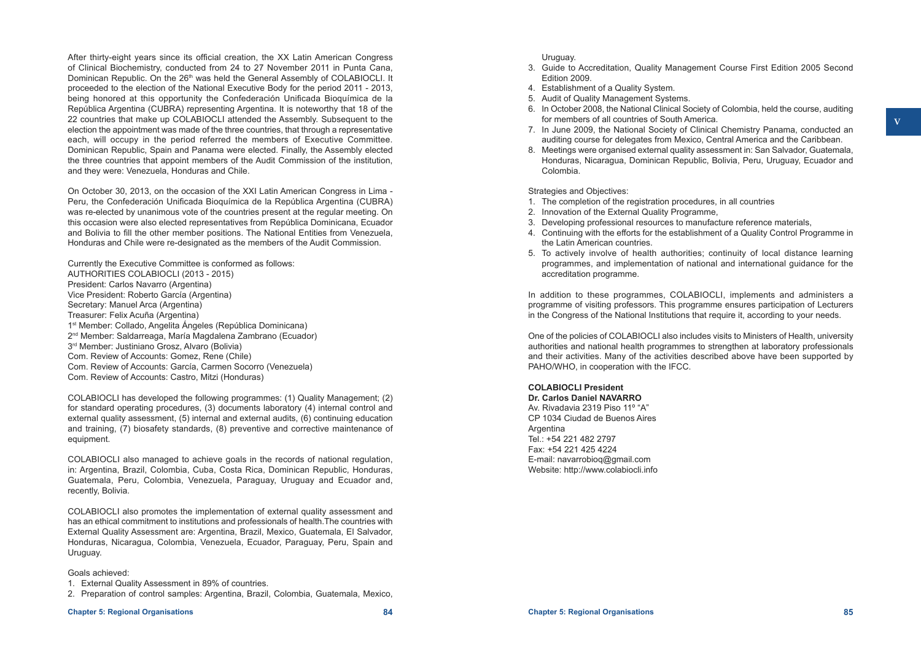After thirty-eight years since its official creation, the XX Latin American Congress of Clinical Biochemistry, conducted from 24 to 27 November 2011 in Punta Cana, Dominican Republic. On the 26th was held the General Assembly of COLABIOCLI. It proceeded to the election of the National Executive Body for the period 2011 - 2013, being honored at this opportunity the Confederación Unificada Bioquímica de la República Argentina (CUBRA) representing Argentina. It is noteworthy that 18 of the 22 countries that make up COLABIOCLI attended the Assembly. Subsequent to the election the appointment was made of the three countries, that through a representative each, will occupy in the period referred the members of Executive Committee. Dominican Republic, Spain and Panama were elected. Finally, the Assembly elected the three countries that appoint members of the Audit Commission of the institution, and they were: Venezuela, Honduras and Chile.

On October 30, 2013, on the occasion of the XXI Latin American Congress in Lima - Peru, the Confederación Unificada Bioquímica de la República Argentina (CUBRA) was re-elected by unanimous vote of the countries present at the regular meeting. On this occasion were also elected representatives from República Dominicana, Ecuador and Bolivia to fill the other member positions. The National Entities from Venezuela, Honduras and Chile were re-designated as the members of the Audit Commission.

Currently the Executive Committee is conformed as follows:
AUTHORITIES COLABIOCLI (2013 - 2015)
President: Carlos Navarro (Argentina)
Vice President: Roberto García (Argentina)
Secretary: Manuel Arca (Argentina)
Treasurer: Felix Acuña (Argentina)
1st Member: Collado, Angelita Ángeles (República Dominicana)
2nd Member: Saldarreaga, María Magdalena Zambrano (Ecuador)
3rd Member: Justiniano Grosz, Alvaro (Bolivia)
Com. Review of Accounts: Gomez, Rene (Chile)
Com. Review of Accounts: García, Carmen Socorro (Venezuela)
Com. Review of Accounts: Castro, Mitzi (Honduras)

COLABIOCLI has developed the following programmes: (1) Quality Management; (2) for standard operating procedures, (3) documents laboratory (4) internal control and external quality assessment, (5) internal and external audits, (6) continuing education and training, (7) biosafety standards, (8) preventive and corrective maintenance of equipment.

COLABIOCLI also managed to achieve goals in the records of national regulation, in: Argentina, Brazil, Colombia, Cuba, Costa Rica, Dominican Republic, Honduras, Guatemala, Peru, Colombia, Venezuela, Paraguay, Uruguay and Ecuador and, recently, Bolivia.

COLABIOCLI also promotes the implementation of external quality assessment and has an ethical commitment to institutions and professionals of health.The countries with External Quality Assessment are: Argentina, Brazil, Mexico, Guatemala, El Salvador, Honduras, Nicaragua, Colombia, Venezuela, Ecuador, Paraguay, Peru, Spain and Uruguay.

Goals achieved:

1. External Quality Assessment in 89% of countries.
2. Preparation of control samples: Argentina, Brazil, Colombia, Guatemala, Mexico, Uruguay.
3. Guide to Accreditation, Quality Management Course First Edition 2005 Second Edition 2009.
4. Establishment of a Quality System.
5. Audit of Quality Management Systems.
6. In October 2008, the National Clinical Society of Colombia, held the course, auditing for members of all countries of South America.
7. In June 2009, the National Society of Clinical Chemistry Panama, conducted an auditing course for delegates from Mexico, Central America and the Caribbean.
8. Meetings were organised external quality assessment in: San Salvador, Guatemala, Honduras, Nicaragua, Dominican Republic, Bolivia, Peru, Uruguay, Ecuador and Colombia.

Strategies and Objectives:

1. The completion of the registration procedures, in all countries
2. Innovation of the External Quality Programme,
3. Developing professional resources to manufacture reference materials,
4. Continuing with the efforts for the establishment of a Quality Control Programme in the Latin American countries.
5. To actively involve of health authorities; continuity of local distance learning programmes, and implementation of national and international guidance for the accreditation programme.

In addition to these programmes, COLABIOCLI, implements and administers a programme of visiting professors. This programme ensures participation of Lecturers in the Congress of the National Institutions that require it, according to your needs.

One of the policies of COLABIOCLI also includes visits to Ministers of Health, university authorities and national health programmes to strengthen at laboratory professionals and their activities. Many of the activities described above have been supported by PAHO/WHO, in cooperation with the IFCC.

**COLABIOCLI President**
**Dr. Carlos Daniel NAVARRO**
Av. Rivadavia 2319 Piso 11º "A"
CP 1034 Ciudad de Buenos Aires
Argentina
Tel.: +54 221 482 2797
Fax: +54 221 425 4224
E-mail: navarrobioq@gmail.com
Website: http://www.colabiocli.info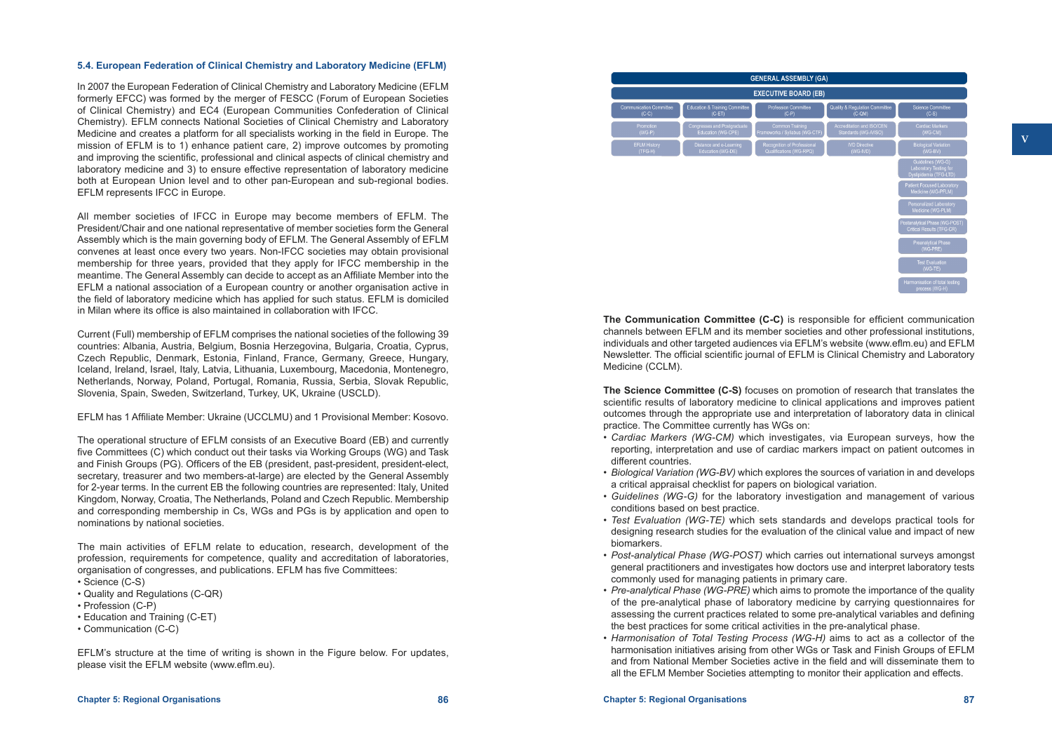### 5.4. European Federation of Clinical Chemistry and Laboratory Medicine (EFLM)

In 2007 the European Federation of Clinical Chemistry and Laboratory Medicine (EFLM formerly EFCC) was formed by the merger of FESCC (Forum of European Societies of Clinical Chemistry) and EC4 (European Communities Confederation of Clinical Chemistry). EFLM connects National Societies of Clinical Chemistry and Laboratory Medicine and creates a platform for all specialists working in the field in Europe. The mission of EFLM is to 1) enhance patient care, 2) improve outcomes by promoting and improving the scientific, professional and clinical aspects of clinical chemistry and laboratory medicine and 3) to ensure effective representation of laboratory medicine both at European Union level and to other pan-European and sub-regional bodies. EFLM represents IFCC in Europe.

All member societies of IFCC in Europe may become members of EFLM. The President/Chair and one national representative of member societies form the General Assembly which is the main governing body of EFLM. The General Assembly of EFLM convenes at least once every two years. Non-IFCC societies may obtain provisional membership for three years, provided that they apply for IFCC membership in the meantime. The General Assembly can decide to accept as an Affiliate Member into the EFLM a national association of a European country or another organisation active in the field of laboratory medicine which has applied for such status. EFLM is domiciled in Milan where its office is also maintained in collaboration with IFCC.

Current (Full) membership of EFLM comprises the national societies of the following 39 countries: Albania, Austria, Belgium, Bosnia Herzegovina, Bulgaria, Croatia, Cyprus, Czech Republic, Denmark, Estonia, Finland, France, Germany, Greece, Hungary, Iceland, Ireland, Israel, Italy, Latvia, Lithuania, Luxembourg, Macedonia, Montenegro, Netherlands, Norway, Poland, Portugal, Romania, Russia, Serbia, Slovak Republic, Slovenia, Spain, Sweden, Switzerland, Turkey, UK, Ukraine (USCLD).

EFLM has 1 Affiliate Member: Ukraine (UCCLMU) and 1 Provisional Member: Kosovo.

The operational structure of EFLM consists of an Executive Board (EB) and currently five Committees (C) which conduct out their tasks via Working Groups (WG) and Task and Finish Groups (PG). Officers of the EB (president, past-president, president-elect, secretary, treasurer and two members-at-large) are elected by the General Assembly for 2-year terms. In the current EB the following countries are represented: Italy, United Kingdom, Norway, Croatia, The Netherlands, Poland and Czech Republic. Membership and corresponding membership in Cs, WGs and PGs is by application and open to nominations by national societies.

The main activities of EFLM relate to education, research, development of the profession, requirements for competence, quality and accreditation of laboratories, organisation of congresses, and publications. EFLM has five Committees:

- Science (C-S)
- Quality and Regulations (C-QR)
- Profession (C-P)
- Education and Training (C-ET)
- Communication (C-C)

EFLM's structure at the time of writing is shown in the Figure below. For updates, please visit the EFLM website (www.eflm.eu).

**GENERAL ASSEMBLY (GA)**

**EXECUTIVE BOARD (EB)**

| Communication Committee (C-C) | Education & Training Committee (C-ET) | Profession Committee (C-P) | Quality & Regulation Committee (C-QM) | Science Committee (C-S) |
|---|---|---|---|---|
| Promotion (WG-P) | Congresses and Postgraduate Education (WG-CPE) | Common Training Frameworks / Syllabus (WG-CTF) | Accreditation and ISO/CEN Standards (WG-A/ISO) | Cardiac Markers (WG-CM) |
| EFLM History (TFG-H) | Distance and e-Learning Education (WG-DE) | Recognition of Professional Qualifications (WG-RPQ) | IVD Directive (WG-IVD) | Biological Variation (WG-BV) |
| | | | | Guidelines (WG-G) Laboratory Testing for Dyslipidemia (TFG-LTD) |
| | | | | Patient Focused Laboratory Medicine (WG-PFLM) |
| | | | | Personalized Laboratory Medicine (WG-PLM) |
| | | | | Postanalytical Phase (WG-POST) Critical Results (TFG-CR) |
| | | | | Preanalytical Phase (WG-PRE) |
| | | | | Test Evaluation (WG-TE) |
| | | | | Harmonisation of total testing process (WG-H) |

**The Communication Committee (C-C)** is responsible for efficient communication channels between EFLM and its member societies and other professional institutions, individuals and other targeted audiences via EFLM's website (www.eflm.eu) and EFLM Newsletter. The official scientific journal of EFLM is Clinical Chemistry and Laboratory Medicine (CCLM).

**The Science Committee (C-S)** focuses on promotion of research that translates the scientific results of laboratory medicine to clinical applications and improves patient outcomes through the appropriate use and interpretation of laboratory data in clinical practice. The Committee currently has WGs on:

- *Cardiac Markers (WG-CM)* which investigates, via European surveys, how the reporting, interpretation and use of cardiac markers impact on patient outcomes in different countries.
- *Biological Variation (WG-BV)* which explores the sources of variation in and develops a critical appraisal checklist for papers on biological variation.
- *Guidelines (WG-G)* for the laboratory investigation and management of various conditions based on best practice.
- *Test Evaluation (WG-TE)* which sets standards and develops practical tools for designing research studies for the evaluation of the clinical value and impact of new biomarkers.
- *Post-analytical Phase (WG-POST)* which carries out international surveys amongst general practitioners and investigates how doctors use and interpret laboratory tests commonly used for managing patients in primary care.
- *Pre-analytical Phase (WG-PRE)* which aims to promote the importance of the quality of the pre-analytical phase of laboratory medicine by carrying questionnaires for assessing the current practices related to some pre-analytical variables and defining the best practices for some critical activities in the pre-analytical phase.
- *Harmonisation of Total Testing Process (WG-H)* aims to act as a collector of the harmonisation initiatives arising from other WGs or Task and Finish Groups of EFLM and from National Member Societies active in the field and will disseminate them to all the EFLM Member Societies attempting to monitor their application and effects.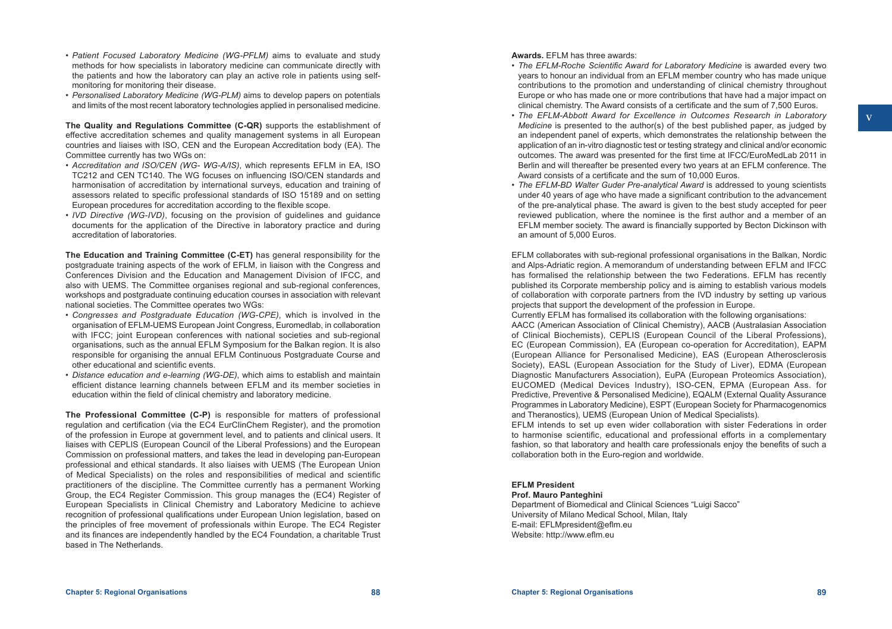- *Patient Focused Laboratory Medicine (WG-PFLM)* aims to evaluate and study methods for how specialists in laboratory medicine can communicate directly with the patients and how the laboratory can play an active role in patients using self-monitoring for monitoring their disease.
- *Personalised Laboratory Medicine (WG-PLM)* aims to develop papers on potentials and limits of the most recent laboratory technologies applied in personalised medicine.

**The Quality and Regulations Committee (C-QR)** supports the establishment of effective accreditation schemes and quality management systems in all European countries and liaises with ISO, CEN and the European Accreditation body (EA). The Committee currently has two WGs on:

- *Accreditation and ISO/CEN (WG- WG-A/IS)*, which represents EFLM in EA, ISO TC212 and CEN TC140. The WG focuses on influencing ISO/CEN standards and harmonisation of accreditation by international surveys, education and training of assessors related to specific professional standards of ISO 15189 and on setting European procedures for accreditation according to the flexible scope.
- *IVD Directive (WG-IVD)*, focusing on the provision of guidelines and guidance documents for the application of the Directive in laboratory practice and during accreditation of laboratories.

**The Education and Training Committee (C-ET)** has general responsibility for the postgraduate training aspects of the work of EFLM, in liaison with the Congress and Conferences Division and the Education and Management Division of IFCC, and also with UEMS. The Committee organises regional and sub-regional conferences, workshops and postgraduate continuing education courses in association with relevant national societies. The Committee operates two WGs:

- *Congresses and Postgraduate Education (WG-CPE)*, which is involved in the organisation of EFLM-UEMS European Joint Congress, Euromedlab, in collaboration with IFCC; joint European conferences with national societies and sub-regional organisations, such as the annual EFLM Symposium for the Balkan region. It is also responsible for organising the annual EFLM Continuous Postgraduate Course and other educational and scientific events.
- *Distance education and e-learning (WG-DE)*, which aims to establish and maintain efficient distance learning channels between EFLM and its member societies in education within the field of clinical chemistry and laboratory medicine.

**The Professional Committee (C-P)** is responsible for matters of professional regulation and certification (via the EC4 EurClinChem Register), and the promotion of the profession in Europe at government level, and to patients and clinical users. It liaises with CEPLIS (European Council of the Liberal Professions) and the European Commission on professional matters, and takes the lead in developing pan-European professional and ethical standards. It also liaises with UEMS (The European Union of Medical Specialists) on the roles and responsibilities of medical and scientific practitioners of the discipline. The Committee currently has a permanent Working Group, the EC4 Register Commission. This group manages the (EC4) Register of European Specialists in Clinical Chemistry and Laboratory Medicine to achieve recognition of professional qualifications under European Union legislation, based on the principles of free movement of professionals within Europe. The EC4 Register and its finances are independently handled by the EC4 Foundation, a charitable Trust based in The Netherlands.

**Awards.** EFLM has three awards:

- *The EFLM-Roche Scientific Award for Laboratory Medicine* is awarded every two years to honour an individual from an EFLM member country who has made unique contributions to the promotion and understanding of clinical chemistry throughout Europe or who has made one or more contributions that have had a major impact on clinical chemistry. The Award consists of a certificate and the sum of 7,500 Euros.
- *The EFLM-Abbott Award for Excellence in Outcomes Research in Laboratory Medicine* is presented to the author(s) of the best published paper, as judged by an independent panel of experts, which demonstrates the relationship between the application of an in-vitro diagnostic test or testing strategy and clinical and/or economic outcomes. The award was presented for the first time at IFCC/EuroMedLab 2011 in Berlin and will thereafter be presented every two years at an EFLM conference. The Award consists of a certificate and the sum of 10,000 Euros.
- *The EFLM-BD Walter Guder Pre-analytical Award* is addressed to young scientists under 40 years of age who have made a significant contribution to the advancement of the pre-analytical phase. The award is given to the best study accepted for peer reviewed publication, where the nominee is the first author and a member of an EFLM member society. The award is financially supported by Becton Dickinson with an amount of 5,000 Euros.

EFLM collaborates with sub-regional professional organisations in the Balkan, Nordic and Alps-Adriatic region. A memorandum of understanding between EFLM and IFCC has formalised the relationship between the two Federations. EFLM has recently published its Corporate membership policy and is aiming to establish various models of collaboration with corporate partners from the IVD industry by setting up various projects that support the development of the profession in Europe.

Currently EFLM has formalised its collaboration with the following organisations:

AACC (American Association of Clinical Chemistry), AACB (Australasian Association of Clinical Biochemists), CEPLIS (European Council of the Liberal Professions), EC (European Commission), EA (European co-operation for Accreditation), EAPM (European Alliance for Personalised Medicine), EAS (European Atherosclerosis Society), EASL (European Association for the Study of Liver), EDMA (European Diagnostic Manufacturers Association), EuPA (European Proteomics Association), EUCOMED (Medical Devices Industry), ISO-CEN, EPMA (European Ass. for Predictive, Preventive & Personalised Medicine), EQALM (External Quality Assurance Programmes in Laboratory Medicine), ESPT (European Society for Pharmacogenomics and Theranostics), UEMS (European Union of Medical Specialists).

EFLM intends to set up even wider collaboration with sister Federations in order to harmonise scientific, educational and professional efforts in a complementary fashion, so that laboratory and health care professionals enjoy the benefits of such a collaboration both in the Euro-region and worldwide.

**EFLM President**
**Prof. Mauro Panteghini**
Department of Biomedical and Clinical Sciences "Luigi Sacco"
University of Milano Medical School, Milan, Italy
E-mail: EFLMpresident@eflm.eu
Website: http://www.eflm.eu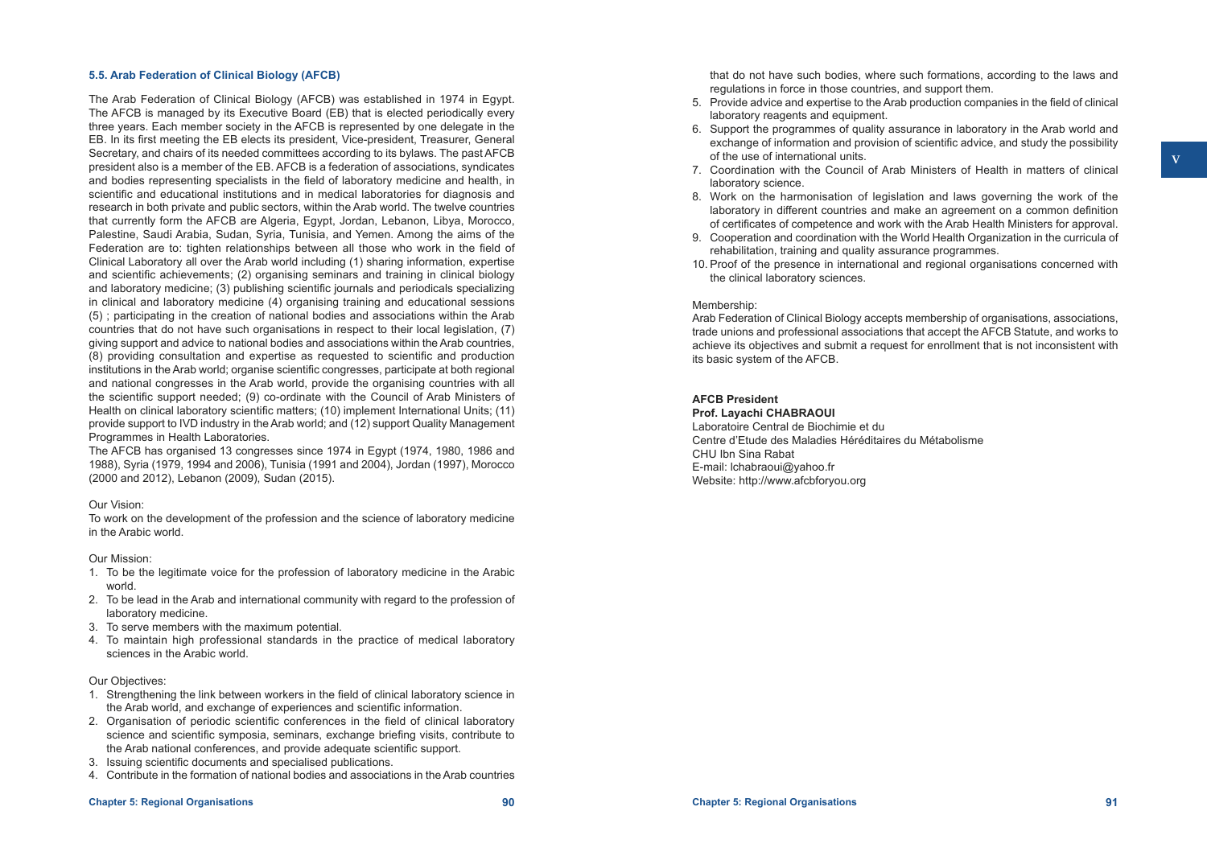### 5.5. Arab Federation of Clinical Biology (AFCB)

The Arab Federation of Clinical Biology (AFCB) was established in 1974 in Egypt. The AFCB is managed by its Executive Board (EB) that is elected periodically every three years. Each member society in the AFCB is represented by one delegate in the EB. In its first meeting the EB elects its president, Vice-president, Treasurer, General Secretary, and chairs of its needed committees according to its bylaws. The past AFCB president also is a member of the EB. AFCB is a federation of associations, syndicates and bodies representing specialists in the field of laboratory medicine and health, in scientific and educational institutions and in medical laboratories for diagnosis and research in both private and public sectors, within the Arab world. The twelve countries that currently form the AFCB are Algeria, Egypt, Jordan, Lebanon, Libya, Morocco, Palestine, Saudi Arabia, Sudan, Syria, Tunisia, and Yemen. Among the aims of the Federation are to: tighten relationships between all those who work in the field of Clinical Laboratory all over the Arab world including (1) sharing information, expertise and scientific achievements; (2) organising seminars and training in clinical biology and laboratory medicine; (3) publishing scientific journals and periodicals specializing in clinical and laboratory medicine (4) organising training and educational sessions (5) ; participating in the creation of national bodies and associations within the Arab countries that do not have such organisations in respect to their local legislation, (7) giving support and advice to national bodies and associations within the Arab countries, (8) providing consultation and expertise as requested to scientific and production institutions in the Arab world; organise scientific congresses, participate at both regional and national congresses in the Arab world, provide the organising countries with all the scientific support needed; (9) co-ordinate with the Council of Arab Ministers of Health on clinical laboratory scientific matters; (10) implement International Units; (11) provide support to IVD industry in the Arab world; and (12) support Quality Management Programmes in Health Laboratories.

The AFCB has organised 13 congresses since 1974 in Egypt (1974, 1980, 1986 and 1988), Syria (1979, 1994 and 2006), Tunisia (1991 and 2004), Jordan (1997), Morocco (2000 and 2012), Lebanon (2009), Sudan (2015).

Our Vision:

To work on the development of the profession and the science of laboratory medicine in the Arabic world.

Our Mission:

1. To be the legitimate voice for the profession of laboratory medicine in the Arabic world.
2. To be lead in the Arab and international community with regard to the profession of laboratory medicine.
3. To serve members with the maximum potential.
4. To maintain high professional standards in the practice of medical laboratory sciences in the Arabic world.

Our Objectives:

1. Strengthening the link between workers in the field of clinical laboratory science in the Arab world, and exchange of experiences and scientific information.
2. Organisation of periodic scientific conferences in the field of clinical laboratory science and scientific symposia, seminars, exchange briefing visits, contribute to the Arab national conferences, and provide adequate scientific support.
3. Issuing scientific documents and specialised publications.
4. Contribute in the formation of national bodies and associations in the Arab countries that do not have such bodies, where such formations, according to the laws and regulations in force in those countries, and support them.
5. Provide advice and expertise to the Arab production companies in the field of clinical laboratory reagents and equipment.
6. Support the programmes of quality assurance in laboratory in the Arab world and exchange of information and provision of scientific advice, and study the possibility of the use of international units.
7. Coordination with the Council of Arab Ministers of Health in matters of clinical laboratory science.
8. Work on the harmonisation of legislation and laws governing the work of the laboratory in different countries and make an agreement on a common definition of certificates of competence and work with the Arab Health Ministers for approval.
9. Cooperation and coordination with the World Health Organization in the curricula of rehabilitation, training and quality assurance programmes.
10. Proof of the presence in international and regional organisations concerned with the clinical laboratory sciences.

Membership:

Arab Federation of Clinical Biology accepts membership of organisations, associations, trade unions and professional associations that accept the AFCB Statute, and works to achieve its objectives and submit a request for enrollment that is not inconsistent with its basic system of the AFCB.

**AFCB President**

**Prof. Layachi CHABRAOUI**

Laboratoire Central de Biochimie et du
Centre d'Etude des Maladies Héréditaires du Métabolisme
CHU Ibn Sina Rabat
E-mail: lchabraoui@yahoo.fr
Website: http://www.afcbforyou.org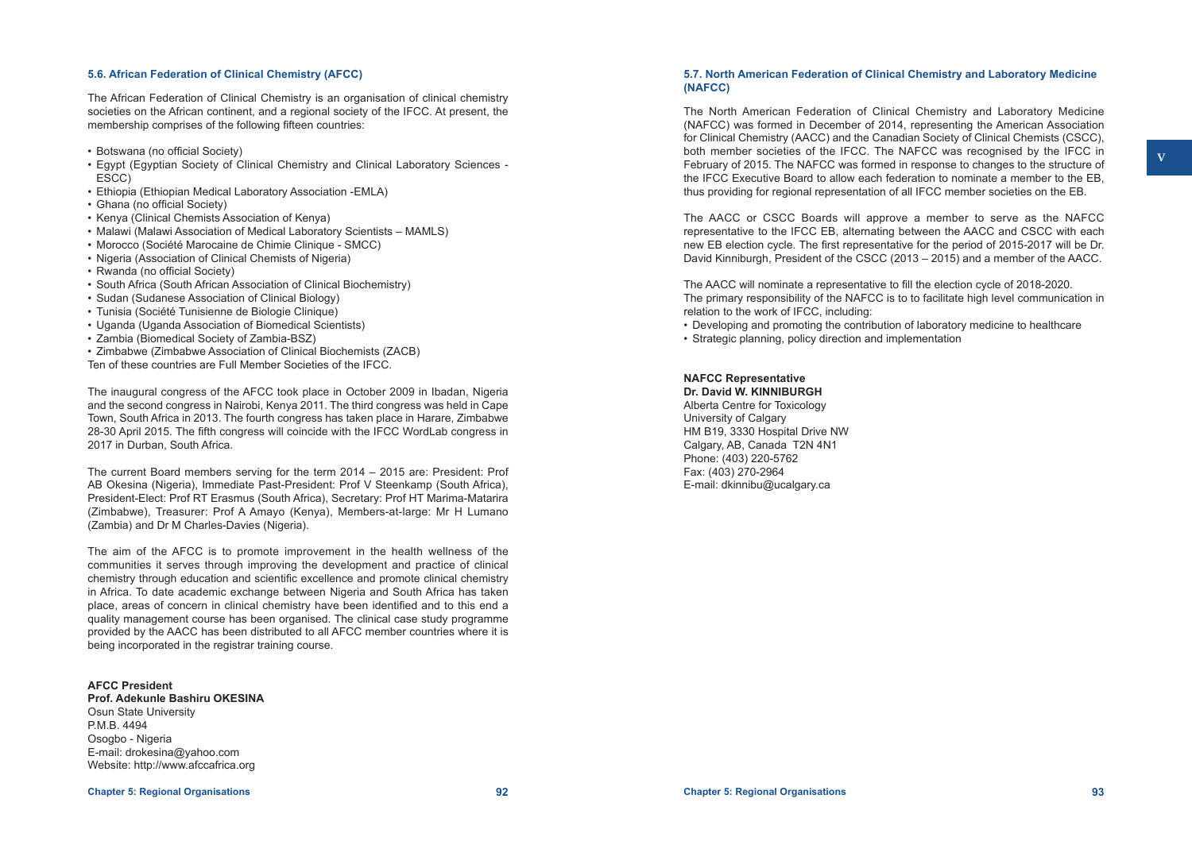### 5.6. African Federation of Clinical Chemistry (AFCC)

The African Federation of Clinical Chemistry is an organisation of clinical chemistry societies on the African continent, and a regional society of the IFCC. At present, the membership comprises of the following fifteen countries:

- Botswana (no official Society)
- Egypt (Egyptian Society of Clinical Chemistry and Clinical Laboratory Sciences - ESCC)
- Ethiopia (Ethiopian Medical Laboratory Association -EMLA)
- Ghana (no official Society)
- Kenya (Clinical Chemists Association of Kenya)
- Malawi (Malawi Association of Medical Laboratory Scientists – MAMLS)
- Morocco (Société Marocaine de Chimie Clinique - SMCC)
- Nigeria (Association of Clinical Chemists of Nigeria)
- Rwanda (no official Society)
- South Africa (South African Association of Clinical Biochemistry)
- Sudan (Sudanese Association of Clinical Biology)
- Tunisia (Société Tunisienne de Biologie Clinique)
- Uganda (Uganda Association of Biomedical Scientists)
- Zambia (Biomedical Society of Zambia-BSZ)
- Zimbabwe (Zimbabwe Association of Clinical Biochemists (ZACB)

Ten of these countries are Full Member Societies of the IFCC.

The inaugural congress of the AFCC took place in October 2009 in Ibadan, Nigeria and the second congress in Nairobi, Kenya 2011. The third congress was held in Cape Town, South Africa in 2013. The fourth congress has taken place in Harare, Zimbabwe 28-30 April 2015. The fifth congress will coincide with the IFCC WordLab congress in 2017 in Durban, South Africa.

The current Board members serving for the term 2014 – 2015 are: President: Prof AB Okesina (Nigeria), Immediate Past-President: Prof V Steenkamp (South Africa), President-Elect: Prof RT Erasmus (South Africa), Secretary: Prof HT Marima-Matarira (Zimbabwe), Treasurer: Prof A Amayo (Kenya), Members-at-large: Mr H Lumano (Zambia) and Dr M Charles-Davies (Nigeria).

The aim of the AFCC is to promote improvement in the health wellness of the communities it serves through improving the development and practice of clinical chemistry through education and scientific excellence and promote clinical chemistry in Africa. To date academic exchange between Nigeria and South Africa has taken place, areas of concern in clinical chemistry have been identified and to this end a quality management course has been organised. The clinical case study programme provided by the AACC has been distributed to all AFCC member countries where it is being incorporated in the registrar training course.

**AFCC President**
**Prof. Adekunle Bashiru OKESINA**
Osun State University
P.M.B. 4494
Osogbo - Nigeria
E-mail: drokesina@yahoo.com
Website: http://www.afccafrica.org

### 5.7. North American Federation of Clinical Chemistry and Laboratory Medicine (NAFCC)

The North American Federation of Clinical Chemistry and Laboratory Medicine (NAFCC) was formed in December of 2014, representing the American Association for Clinical Chemistry (AACC) and the Canadian Society of Clinical Chemists (CSCC), both member societies of the IFCC. The NAFCC was recognised by the IFCC in February of 2015. The NAFCC was formed in response to changes to the structure of the IFCC Executive Board to allow each federation to nominate a member to the EB, thus providing for regional representation of all IFCC member societies on the EB.

The AACC or CSCC Boards will approve a member to serve as the NAFCC representative to the IFCC EB, alternating between the AACC and CSCC with each new EB election cycle. The first representative for the period of 2015-2017 will be Dr. David Kinniburgh, President of the CSCC (2013 – 2015) and a member of the AACC.

The AACC will nominate a representative to fill the election cycle of 2018-2020.
The primary responsibility of the NAFCC is to to facilitate high level communication in relation to the work of IFCC, including:

- Developing and promoting the contribution of laboratory medicine to healthcare
- Strategic planning, policy direction and implementation

**NAFCC Representative**
**Dr. David W. KINNIBURGH**
Alberta Centre for Toxicology
University of Calgary
HM B19, 3330 Hospital Drive NW
Calgary, AB, Canada T2N 4N1
Phone: (403) 220-5762
Fax: (403) 270-2964
E-mail: dkinnibu@ucalgary.ca